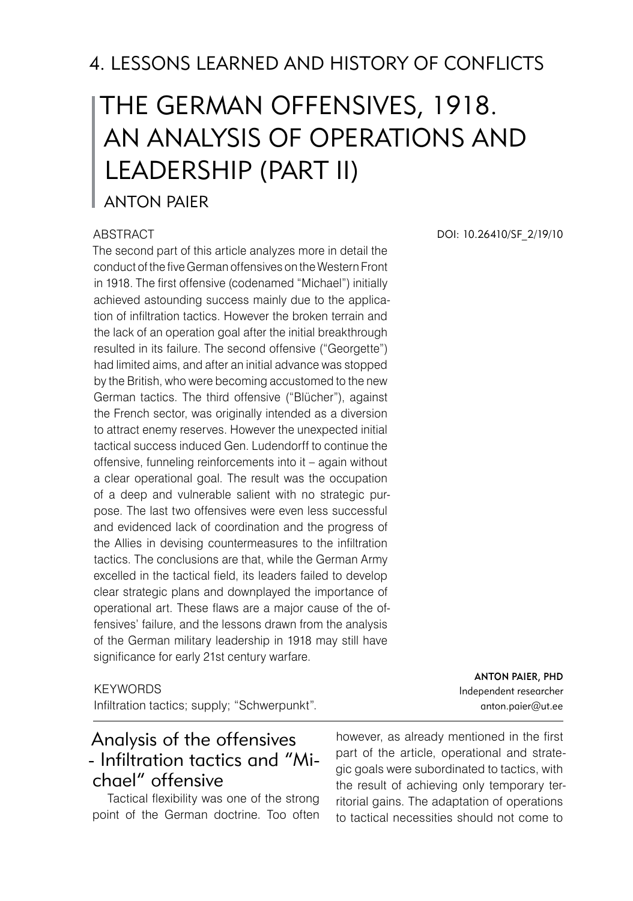## 4. LESSONS LEARNED AND HISTORY OF CONFLICTS

# THE GERMAN OFFENSIVES, 1918. AN ANALYSIS OF OPERATIONS AND LEADERSHIP (PART II)

ANTON PAIER

DOI: 10.26410/SF_2/19/10

ABSTRACT

The second part of this article analyzes more in detail the conduct of the five German offensives on the Western Front in 1918. The first offensive (codenamed "Michael") initially achieved astounding success mainly due to the application of infiltration tactics. However the broken terrain and the lack of an operation goal after the initial breakthrough resulted in its failure. The second offensive ("Georgette") had limited aims, and after an initial advance was stopped by the British, who were becoming accustomed to the new German tactics. The third offensive ("Blücher"), against the French sector, was originally intended as a diversion to attract enemy reserves. However the unexpected initial tactical success induced Gen. Ludendorff to continue the offensive, funneling reinforcements into it – again without a clear operational goal. The result was the occupation of a deep and vulnerable salient with no strategic purpose. The last two offensives were even less successful and evidenced lack of coordination and the progress of the Allies in devising countermeasures to the infiltration tactics. The conclusions are that, while the German Army excelled in the tactical field, its leaders failed to develop clear strategic plans and downplayed the importance of operational art. These flaws are a major cause of the offensives' failure, and the lessons drawn from the analysis of the German military leadership in 1918 may still have significance for early 21st century warfare.

KEYWORDS

Infiltration tactics; supply; "Schwerpunkt".

**ANTON PAIER, PHD**
Independent researcher
anton.paier@ut.ee

## Analysis of the offensives - Infiltration tactics and "Michael" offensive

Tactical flexibility was one of the strong point of the German doctrine. Too often however, as already mentioned in the first part of the article, operational and strategic goals were subordinated to tactics, with the result of achieving only temporary territorial gains. The adaptation of operations to tactical necessities should not come to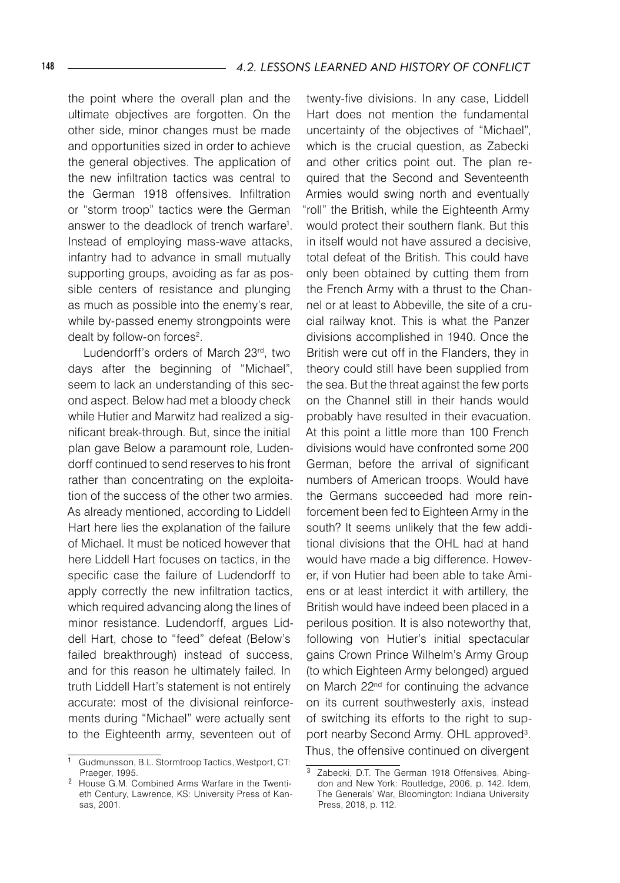the point where the overall plan and the ultimate objectives are forgotten. On the other side, minor changes must be made and opportunities sized in order to achieve the general objectives. The application of the new infiltration tactics was central to the German 1918 offensives. Infiltration or "storm troop" tactics were the German answer to the deadlock of trench warfare[1]. Instead of employing mass-wave attacks, infantry had to advance in small mutually supporting groups, avoiding as far as possible centers of resistance and plunging as much as possible into the enemy's rear, while by-passed enemy strongpoints were dealt by follow-on forces[2].

Ludendorff's orders of March 23rd, two days after the beginning of "Michael", seem to lack an understanding of this second aspect. Below had met a bloody check while Hutier and Marwitz had realized a significant break-through. But, since the initial plan gave Below a paramount role, Ludendorff continued to send reserves to his front rather than concentrating on the exploitation of the success of the other two armies. As already mentioned, according to Liddell Hart here lies the explanation of the failure of Michael. It must be noticed however that here Liddell Hart focuses on tactics, in the specific case the failure of Ludendorff to apply correctly the new infiltration tactics, which required advancing along the lines of minor resistance. Ludendorff, argues Liddell Hart, chose to "feed" defeat (Below's failed breakthrough) instead of success, and for this reason he ultimately failed. In truth Liddell Hart's statement is not entirely accurate: most of the divisional reinforcements during "Michael" were actually sent to the Eighteenth army, seventeen out of twenty-five divisions. In any case, Liddell Hart does not mention the fundamental uncertainty of the objectives of "Michael", which is the crucial question, as Zabecki and other critics point out. The plan required that the Second and Seventeenth Armies would swing north and eventually "roll" the British, while the Eighteenth Army would protect their southern flank. But this in itself would not have assured a decisive, total defeat of the British. This could have only been obtained by cutting them from the French Army with a thrust to the Channel or at least to Abbeville, the site of a crucial railway knot. This is what the Panzer divisions accomplished in 1940. Once the British were cut off in the Flanders, they in theory could still have been supplied from the sea. But the threat against the few ports on the Channel still in their hands would probably have resulted in their evacuation. At this point a little more than 100 French divisions would have confronted some 200 German, before the arrival of significant numbers of American troops. Would have the Germans succeeded had more reinforcement been fed to Eighteen Army in the south? It seems unlikely that the few additional divisions that the OHL had at hand would have made a big difference. However, if von Hutier had been able to take Amiens or at least interdict it with artillery, the British would have indeed been placed in a perilous position. It is also noteworthy that, following von Hutier's initial spectacular gains Crown Prince Wilhelm's Army Group (to which Eighteen Army belonged) argued on March 22nd for continuing the advance on its current southwesterly axis, instead of switching its efforts to the right to support nearby Second Army. OHL approved[3]. Thus, the offensive continued on divergent

---

[1] Gudmunsson, B.L. Stormtroop Tactics, Westport, CT: Praeger, 1995.

[2] House G.M. Combined Arms Warfare in the Twentieth Century, Lawrence, KS: University Press of Kansas, 2001.

[3] Zabecki, D.T. The German 1918 Offensives, Abingdon and New York: Routledge, 2006, p. 142. Idem, The Generals' War, Bloomington: Indiana University Press, 2018, p. 112.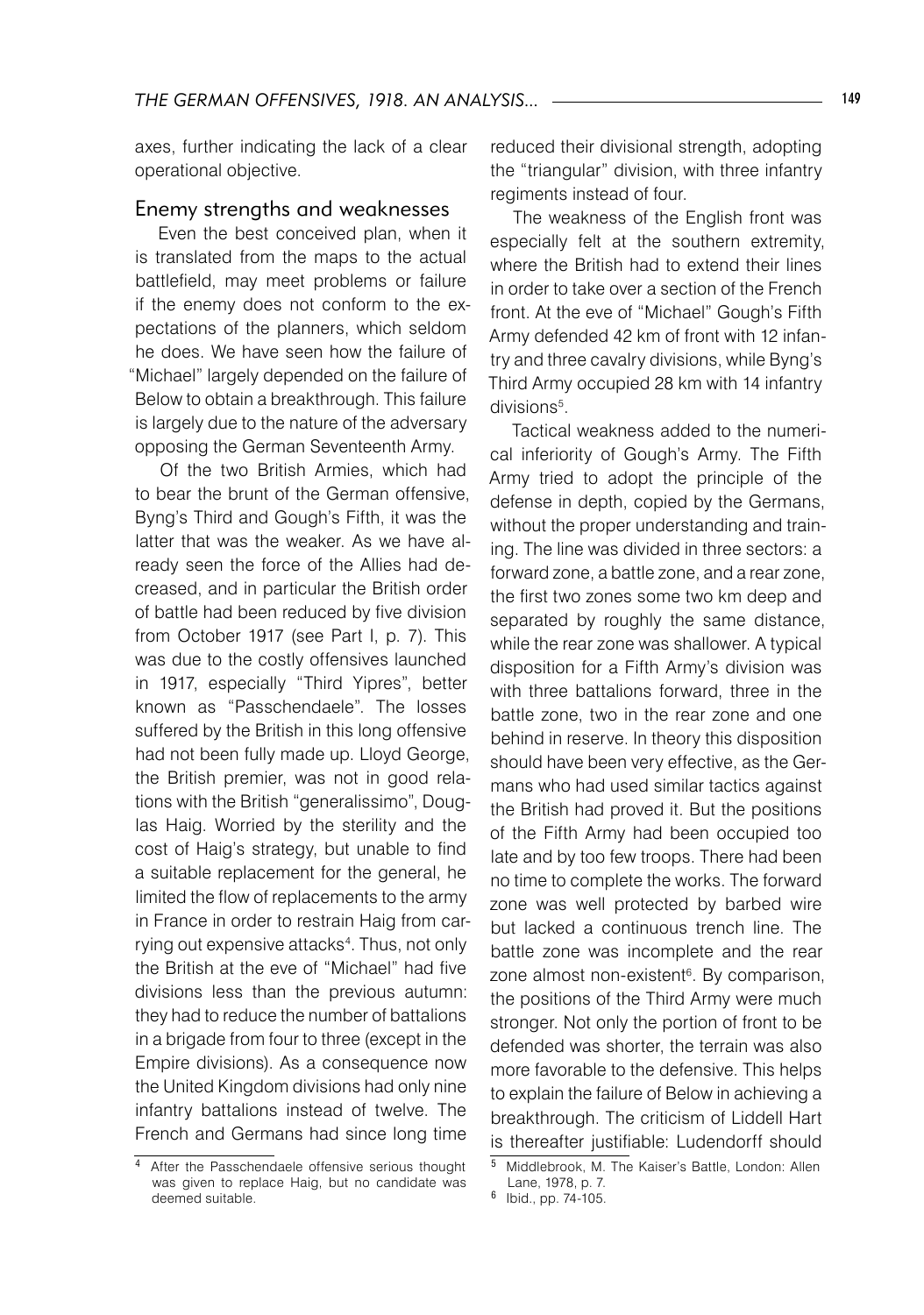axes, further indicating the lack of a clear operational objective.

## Enemy strengths and weaknesses

Even the best conceived plan, when it is translated from the maps to the actual battlefield, may meet problems or failure if the enemy does not conform to the expectations of the planners, which seldom he does. We have seen how the failure of "Michael" largely depended on the failure of Below to obtain a breakthrough. This failure is largely due to the nature of the adversary opposing the German Seventeenth Army.

Of the two British Armies, which had to bear the brunt of the German offensive, Byng's Third and Gough's Fifth, it was the latter that was the weaker. As we have already seen the force of the Allies had decreased, and in particular the British order of battle had been reduced by five division from October 1917 (see Part I, p. 7). This was due to the costly offensives launched in 1917, especially "Third Yipres", better known as "Passchendaele". The losses suffered by the British in this long offensive had not been fully made up. Lloyd George, the British premier, was not in good relations with the British "generalissimo", Douglas Haig. Worried by the sterility and the cost of Haig's strategy, but unable to find a suitable replacement for the general, he limited the flow of replacements to the army in France in order to restrain Haig from carrying out expensive attacks[4]. Thus, not only the British at the eve of "Michael" had five divisions less than the previous autumn: they had to reduce the number of battalions in a brigade from four to three (except in the Empire divisions). As a consequence now the United Kingdom divisions had only nine infantry battalions instead of twelve. The French and Germans had since long time reduced their divisional strength, adopting the "triangular" division, with three infantry regiments instead of four.

The weakness of the English front was especially felt at the southern extremity, where the British had to extend their lines in order to take over a section of the French front. At the eve of "Michael" Gough's Fifth Army defended 42 km of front with 12 infantry and three cavalry divisions, while Byng's Third Army occupied 28 km with 14 infantry divisions[5].

Tactical weakness added to the numerical inferiority of Gough's Army. The Fifth Army tried to adopt the principle of the defense in depth, copied by the Germans, without the proper understanding and training. The line was divided in three sectors: a forward zone, a battle zone, and a rear zone, the first two zones some two km deep and separated by roughly the same distance, while the rear zone was shallower. A typical disposition for a Fifth Army's division was with three battalions forward, three in the battle zone, two in the rear zone and one behind in reserve. In theory this disposition should have been very effective, as the Germans who had used similar tactics against the British had proved it. But the positions of the Fifth Army had been occupied too late and by too few troops. There had been no time to complete the works. The forward zone was well protected by barbed wire but lacked a continuous trench line. The battle zone was incomplete and the rear zone almost non-existent[6]. By comparison, the positions of the Third Army were much stronger. Not only the portion of front to be defended was shorter, the terrain was also more favorable to the defensive. This helps to explain the failure of Below in achieving a breakthrough. The criticism of Liddell Hart is thereafter justifiable: Ludendorff should

---

[4] After the Passchendaele offensive serious thought was given to replace Haig, but no candidate was deemed suitable.

[5] Middlebrook, M. The Kaiser's Battle, London: Allen Lane, 1978, p. 7.

[6] Ibid., pp. 74-105.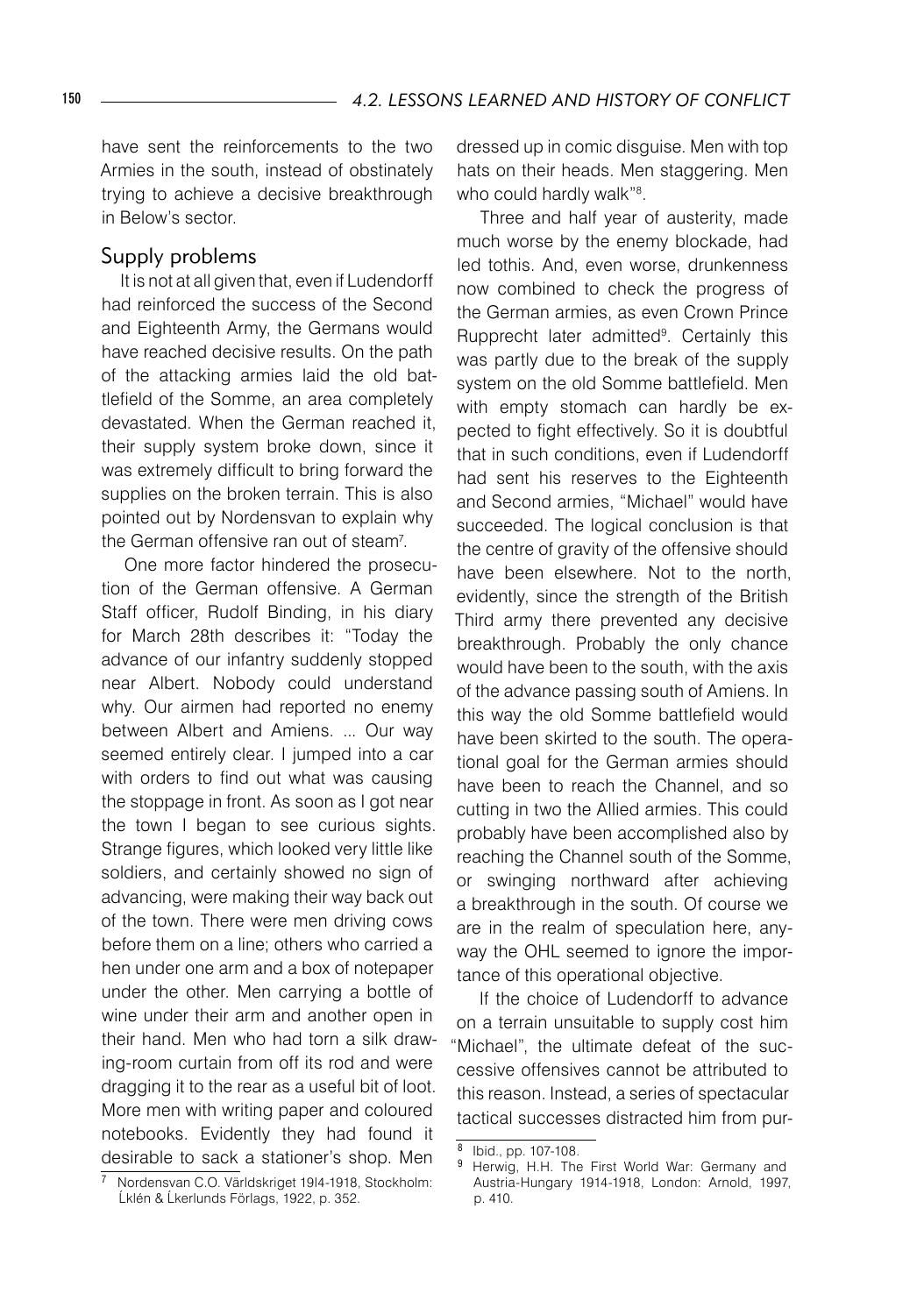have sent the reinforcements to the two Armies in the south, instead of obstinately trying to achieve a decisive breakthrough in Below's sector.

## Supply problems

It is not at all given that, even if Ludendorff had reinforced the success of the Second and Eighteenth Army, the Germans would have reached decisive results. On the path of the attacking armies laid the old battlefield of the Somme, an area completely devastated. When the German reached it, their supply system broke down, since it was extremely difficult to bring forward the supplies on the broken terrain. This is also pointed out by Nordensvan to explain why the German offensive ran out of steam[7].

One more factor hindered the prosecution of the German offensive. A German Staff officer, Rudolf Binding, in his diary for March 28th describes it: "Today the advance of our infantry suddenly stopped near Albert. Nobody could understand why. Our airmen had reported no enemy between Albert and Amiens. ... Our way seemed entirely clear. I jumped into a car with orders to find out what was causing the stoppage in front. As soon as I got near the town I began to see curious sights. Strange figures, which looked very little like soldiers, and certainly showed no sign of advancing, were making their way back out of the town. There were men driving cows before them on a line; others who carried a hen under one arm and a box of notepaper under the other. Men carrying a bottle of wine under their arm and another open in their hand. Men who had torn a silk drawing-room curtain from off its rod and were dragging it to the rear as a useful bit of loot. More men with writing paper and coloured notebooks. Evidently they had found it desirable to sack a stationer's shop. Men dressed up in comic disguise. Men with top hats on their heads. Men staggering. Men who could hardly walk"[8].

Three and half year of austerity, made much worse by the enemy blockade, had led tothis. And, even worse, drunkenness now combined to check the progress of the German armies, as even Crown Prince Rupprecht later admitted[9]. Certainly this was partly due to the break of the supply system on the old Somme battlefield. Men with empty stomach can hardly be expected to fight effectively. So it is doubtful that in such conditions, even if Ludendorff had sent his reserves to the Eighteenth and Second armies, "Michael" would have succeeded. The logical conclusion is that the centre of gravity of the offensive should have been elsewhere. Not to the north, evidently, since the strength of the British Third army there prevented any decisive breakthrough. Probably the only chance would have been to the south, with the axis of the advance passing south of Amiens. In this way the old Somme battlefield would have been skirted to the south. The operational goal for the German armies should have been to reach the Channel, and so cutting in two the Allied armies. This could probably have been accomplished also by reaching the Channel south of the Somme, or swinging northward after achieving a breakthrough in the south. Of course we are in the realm of speculation here, anyway the OHL seemed to ignore the importance of this operational objective.

If the choice of Ludendorff to advance on a terrain unsuitable to supply cost him "Michael", the ultimate defeat of the successive offensives cannot be attributed to this reason. Instead, a series of spectacular tactical successes distracted him from pur-

---

[7] Nordensvan C.O. Världskriget 19l4-1918, Stockholm: Ĺklén & Ĺkerlunds Förlags, 1922, p. 352.

[8] Ibid., pp. 107-108.

[9] Herwig, H.H. The First World War: Germany and Austria-Hungary 1914-1918, London: Arnold, 1997, p. 410.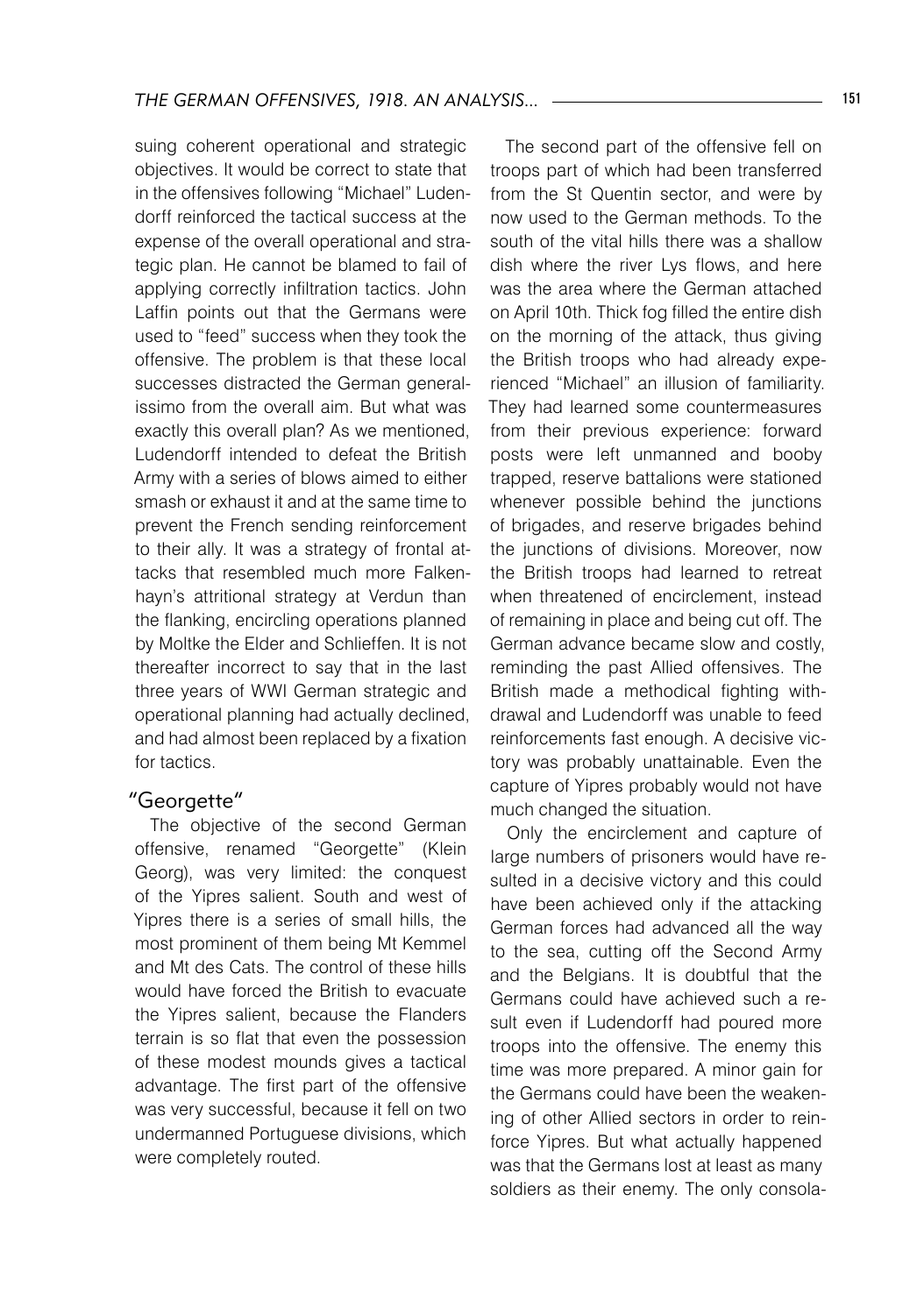suing coherent operational and strategic objectives. It would be correct to state that in the offensives following "Michael" Ludendorff reinforced the tactical success at the expense of the overall operational and strategic plan. He cannot be blamed to fail of applying correctly infiltration tactics. John Laffin points out that the Germans were used to "feed" success when they took the offensive. The problem is that these local successes distracted the German generalissimo from the overall aim. But what was exactly this overall plan? As we mentioned, Ludendorff intended to defeat the British Army with a series of blows aimed to either smash or exhaust it and at the same time to prevent the French sending reinforcement to their ally. It was a strategy of frontal attacks that resembled much more Falkenhayn's attritional strategy at Verdun than the flanking, encircling operations planned by Moltke the Elder and Schlieffen. It is not thereafter incorrect to say that in the last three years of WWI German strategic and operational planning had actually declined, and had almost been replaced by a fixation for tactics.

## "Georgette"

The objective of the second German offensive, renamed "Georgette" (Klein Georg), was very limited: the conquest of the Yipres salient. South and west of Yipres there is a series of small hills, the most prominent of them being Mt Kemmel and Mt des Cats. The control of these hills would have forced the British to evacuate the Yipres salient, because the Flanders terrain is so flat that even the possession of these modest mounds gives a tactical advantage. The first part of the offensive was very successful, because it fell on two undermanned Portuguese divisions, which were completely routed.

The second part of the offensive fell on troops part of which had been transferred from the St Quentin sector, and were by now used to the German methods. To the south of the vital hills there was a shallow dish where the river Lys flows, and here was the area where the German attached on April 10th. Thick fog filled the entire dish on the morning of the attack, thus giving the British troops who had already experienced "Michael" an illusion of familiarity. They had learned some countermeasures from their previous experience: forward posts were left unmanned and booby trapped, reserve battalions were stationed whenever possible behind the junctions of brigades, and reserve brigades behind the junctions of divisions. Moreover, now the British troops had learned to retreat when threatened of encirclement, instead of remaining in place and being cut off. The German advance became slow and costly, reminding the past Allied offensives. The British made a methodical fighting withdrawal and Ludendorff was unable to feed reinforcements fast enough. A decisive victory was probably unattainable. Even the capture of Yipres probably would not have much changed the situation.

Only the encirclement and capture of large numbers of prisoners would have resulted in a decisive victory and this could have been achieved only if the attacking German forces had advanced all the way to the sea, cutting off the Second Army and the Belgians. It is doubtful that the Germans could have achieved such a result even if Ludendorff had poured more troops into the offensive. The enemy this time was more prepared. A minor gain for the Germans could have been the weakening of other Allied sectors in order to reinforce Yipres. But what actually happened was that the Germans lost at least as many soldiers as their enemy. The only consola-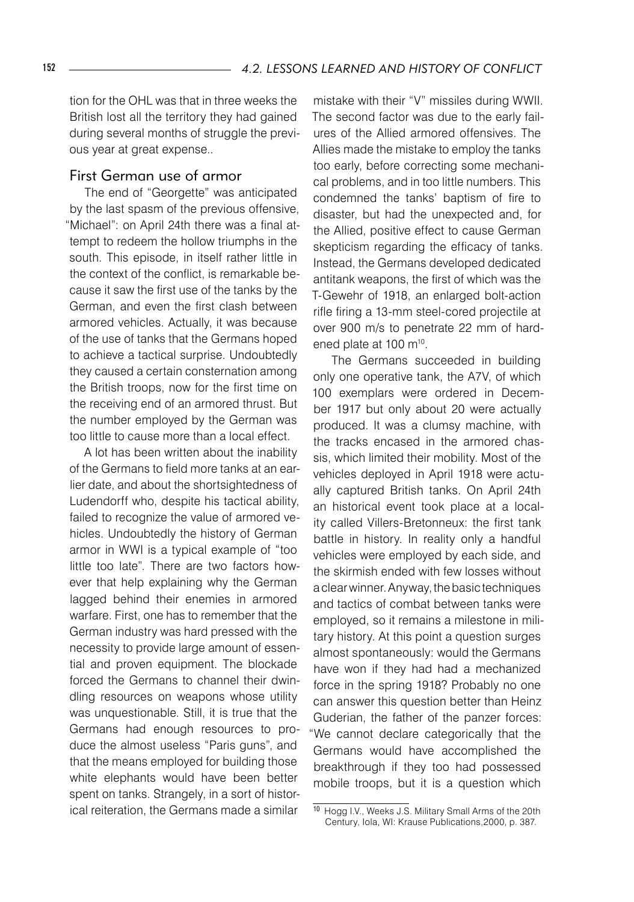tion for the OHL was that in three weeks the British lost all the territory they had gained during several months of struggle the previous year at great expense..

## First German use of armor

The end of "Georgette" was anticipated by the last spasm of the previous offensive, "Michael": on April 24th there was a final attempt to redeem the hollow triumphs in the south. This episode, in itself rather little in the context of the conflict, is remarkable because it saw the first use of the tanks by the German, and even the first clash between armored vehicles. Actually, it was because of the use of tanks that the Germans hoped to achieve a tactical surprise. Undoubtedly they caused a certain consternation among the British troops, now for the first time on the receiving end of an armored thrust. But the number employed by the German was too little to cause more than a local effect.

A lot has been written about the inability of the Germans to field more tanks at an earlier date, and about the shortsightedness of Ludendorff who, despite his tactical ability, failed to recognize the value of armored vehicles. Undoubtedly the history of German armor in WWI is a typical example of "too little too late". There are two factors however that help explaining why the German lagged behind their enemies in armored warfare. First, one has to remember that the German industry was hard pressed with the necessity to provide large amount of essential and proven equipment. The blockade forced the Germans to channel their dwindling resources on weapons whose utility was unquestionable. Still, it is true that the Germans had enough resources to produce the almost useless "Paris guns", and that the means employed for building those white elephants would have been better spent on tanks. Strangely, in a sort of historical reiteration, the Germans made a similar mistake with their "V" missiles during WWII. The second factor was due to the early failures of the Allied armored offensives. The Allies made the mistake to employ the tanks too early, before correcting some mechanical problems, and in too little numbers. This condemned the tanks' baptism of fire to disaster, but had the unexpected and, for the Allied, positive effect to cause German skepticism regarding the efficacy of tanks. Instead, the Germans developed dedicated antitank weapons, the first of which was the T-Gewehr of 1918, an enlarged bolt-action rifle firing a 13-mm steel-cored projectile at over 900 m/s to penetrate 22 mm of hardened plate at 100 m[10].

The Germans succeeded in building only one operative tank, the A7V, of which 100 exemplars were ordered in December 1917 but only about 20 were actually produced. It was a clumsy machine, with the tracks encased in the armored chassis, which limited their mobility. Most of the vehicles deployed in April 1918 were actually captured British tanks. On April 24th an historical event took place at a locality called Villers-Bretonneux: the first tank battle in history. In reality only a handful vehicles were employed by each side, and the skirmish ended with few losses without a clear winner. Anyway, the basic techniques and tactics of combat between tanks were employed, so it remains a milestone in military history. At this point a question surges almost spontaneously: would the Germans have won if they had had a mechanized force in the spring 1918? Probably no one can answer this question better than Heinz Guderian, the father of the panzer forces: "We cannot declare categorically that the Germans would have accomplished the breakthrough if they too had possessed mobile troops, but it is a question which

[10] Hogg I.V., Weeks J.S. Military Small Arms of the 20th Century, Iola, WI: Krause Publications,2000, p. 387.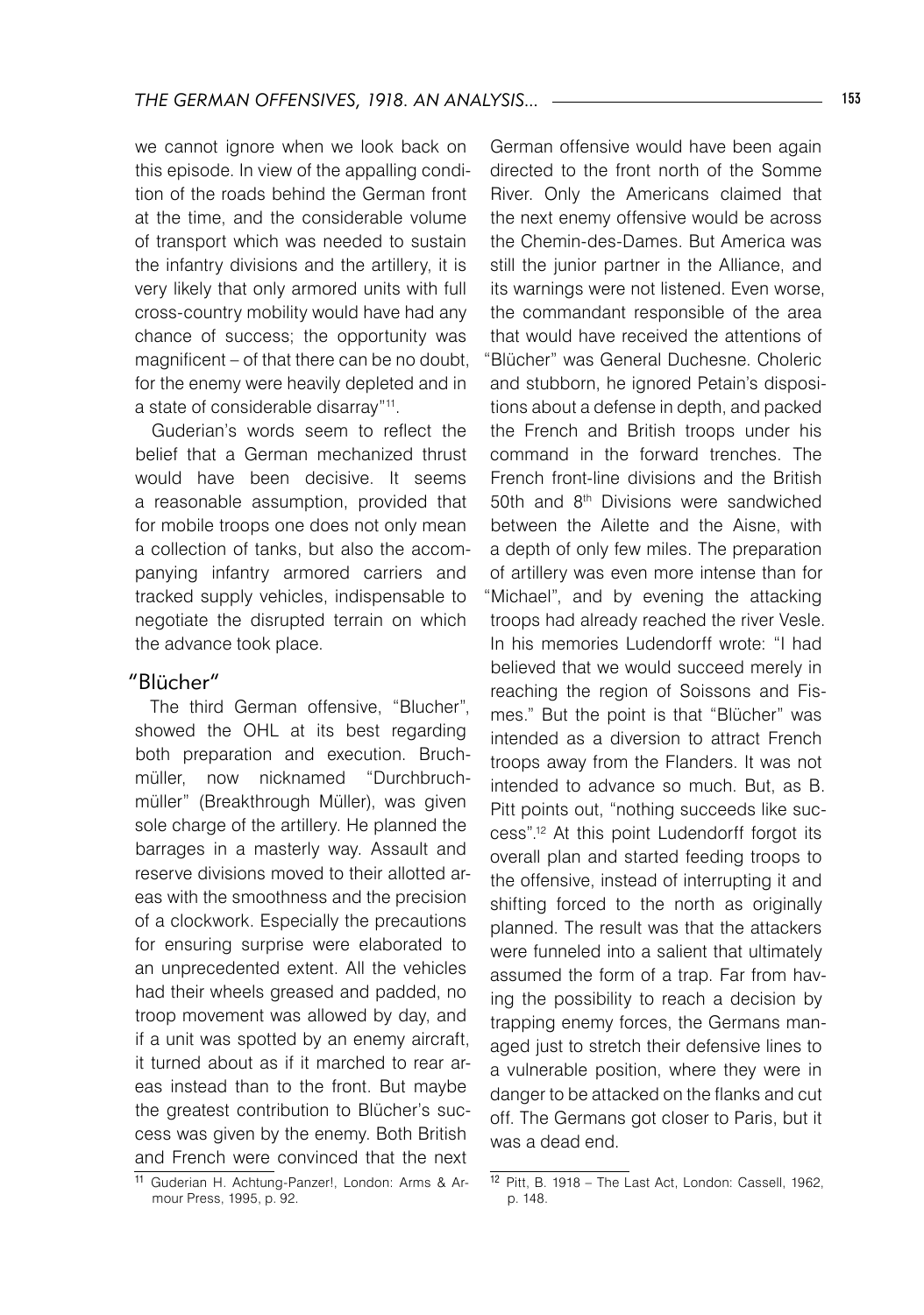we cannot ignore when we look back on this episode. In view of the appalling condition of the roads behind the German front at the time, and the considerable volume of transport which was needed to sustain the infantry divisions and the artillery, it is very likely that only armored units with full cross-country mobility would have had any chance of success; the opportunity was magnificent – of that there can be no doubt, for the enemy were heavily depleted and in a state of considerable disarray"[11].

Guderian's words seem to reflect the belief that a German mechanized thrust would have been decisive. It seems a reasonable assumption, provided that for mobile troops one does not only mean a collection of tanks, but also the accompanying infantry armored carriers and tracked supply vehicles, indispensable to negotiate the disrupted terrain on which the advance took place.

## "Blücher"

The third German offensive, "Blucher", showed the OHL at its best regarding both preparation and execution. Bruchmüller, now nicknamed "Durchbruchmüller" (Breakthrough Müller), was given sole charge of the artillery. He planned the barrages in a masterly way. Assault and reserve divisions moved to their allotted areas with the smoothness and the precision of a clockwork. Especially the precautions for ensuring surprise were elaborated to an unprecedented extent. All the vehicles had their wheels greased and padded, no troop movement was allowed by day, and if a unit was spotted by an enemy aircraft, it turned about as if it marched to rear areas instead than to the front. But maybe the greatest contribution to Blücher's success was given by the enemy. Both British and French were convinced that the next German offensive would have been again directed to the front north of the Somme River. Only the Americans claimed that the next enemy offensive would be across the Chemin-des-Dames. But America was still the junior partner in the Alliance, and its warnings were not listened. Even worse, the commandant responsible of the area that would have received the attentions of "Blücher" was General Duchesne. Choleric and stubborn, he ignored Petain's dispositions about a defense in depth, and packed the French and British troops under his command in the forward trenches. The French front-line divisions and the British 50th and 8th Divisions were sandwiched between the Ailette and the Aisne, with a depth of only few miles. The preparation of artillery was even more intense than for "Michael", and by evening the attacking troops had already reached the river Vesle. In his memories Ludendorff wrote: "I had believed that we would succeed merely in reaching the region of Soissons and Fismes." But the point is that "Blücher" was intended as a diversion to attract French troops away from the Flanders. It was not intended to advance so much. But, as B. Pitt points out, "nothing succeeds like success".[12] At this point Ludendorff forgot its overall plan and started feeding troops to the offensive, instead of interrupting it and shifting forced to the north as originally planned. The result was that the attackers were funneled into a salient that ultimately assumed the form of a trap. Far from having the possibility to reach a decision by trapping enemy forces, the Germans managed just to stretch their defensive lines to a vulnerable position, where they were in danger to be attacked on the flanks and cut off. The Germans got closer to Paris, but it was a dead end.

---

[11] Guderian H. Achtung-Panzer!, London: Arms & Armour Press, 1995, p. 92.

[12] Pitt, B. 1918 – The Last Act, London: Cassell, 1962, p. 148.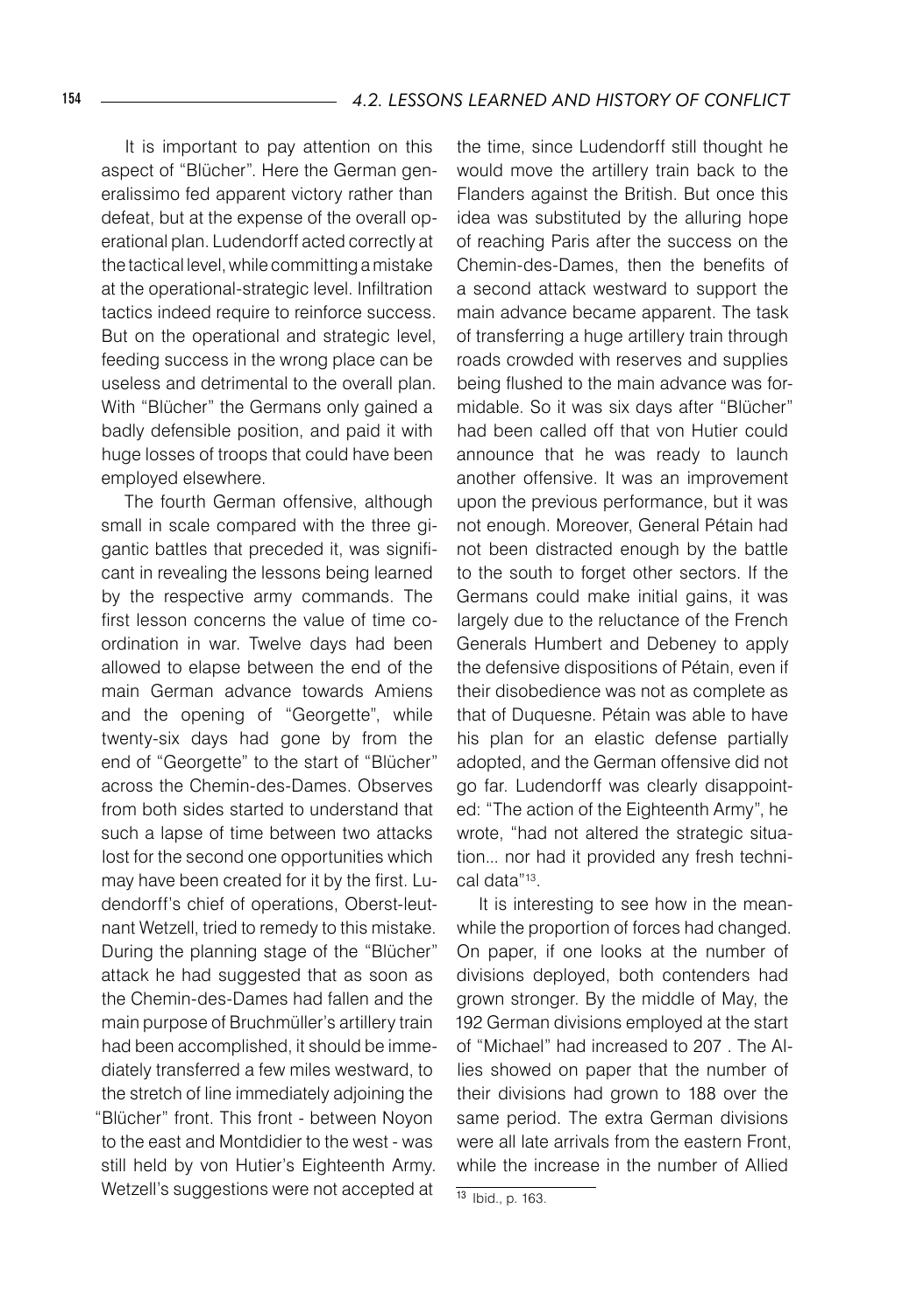It is important to pay attention on this aspect of "Blücher". Here the German generalissimo fed apparent victory rather than defeat, but at the expense of the overall operational plan. Ludendorff acted correctly at the tactical level, while committing a mistake at the operational-strategic level. Infiltration tactics indeed require to reinforce success. But on the operational and strategic level, feeding success in the wrong place can be useless and detrimental to the overall plan. With "Blücher" the Germans only gained a badly defensible position, and paid it with huge losses of troops that could have been employed elsewhere.

The fourth German offensive, although small in scale compared with the three gigantic battles that preceded it, was significant in revealing the lessons being learned by the respective army commands. The first lesson concerns the value of time coordination in war. Twelve days had been allowed to elapse between the end of the main German advance towards Amiens and the opening of "Georgette", while twenty-six days had gone by from the end of "Georgette" to the start of "Blücher" across the Chemin-des-Dames. Observes from both sides started to understand that such a lapse of time between two attacks lost for the second one opportunities which may have been created for it by the first. Ludendorff's chief of operations, Oberst-leutnant Wetzell, tried to remedy to this mistake. During the planning stage of the "Blücher" attack he had suggested that as soon as the Chemin-des-Dames had fallen and the main purpose of Bruchmüller's artillery train had been accomplished, it should be immediately transferred a few miles westward, to the stretch of line immediately adjoining the "Blücher" front. This front - between Noyon to the east and Montdidier to the west - was still held by von Hutier's Eighteenth Army. Wetzell's suggestions were not accepted at the time, since Ludendorff still thought he would move the artillery train back to the Flanders against the British. But once this idea was substituted by the alluring hope of reaching Paris after the success on the Chemin-des-Dames, then the benefits of a second attack westward to support the main advance became apparent. The task of transferring a huge artillery train through roads crowded with reserves and supplies being flushed to the main advance was formidable. So it was six days after "Blücher" had been called off that von Hutier could announce that he was ready to launch another offensive. It was an improvement upon the previous performance, but it was not enough. Moreover, General Pétain had not been distracted enough by the battle to the south to forget other sectors. If the Germans could make initial gains, it was largely due to the reluctance of the French Generals Humbert and Debeney to apply the defensive dispositions of Pétain, even if their disobedience was not as complete as that of Duquesne. Pétain was able to have his plan for an elastic defense partially adopted, and the German offensive did not go far. Ludendorff was clearly disappointed: "The action of the Eighteenth Army", he wrote, "had not altered the strategic situation... nor had it provided any fresh technical data"[13].

It is interesting to see how in the meanwhile the proportion of forces had changed. On paper, if one looks at the number of divisions deployed, both contenders had grown stronger. By the middle of May, the 192 German divisions employed at the start of "Michael" had increased to 207 . The Allies showed on paper that the number of their divisions had grown to 188 over the same period. The extra German divisions were all late arrivals from the eastern Front, while the increase in the number of Allied

[13] Ibid., p. 163.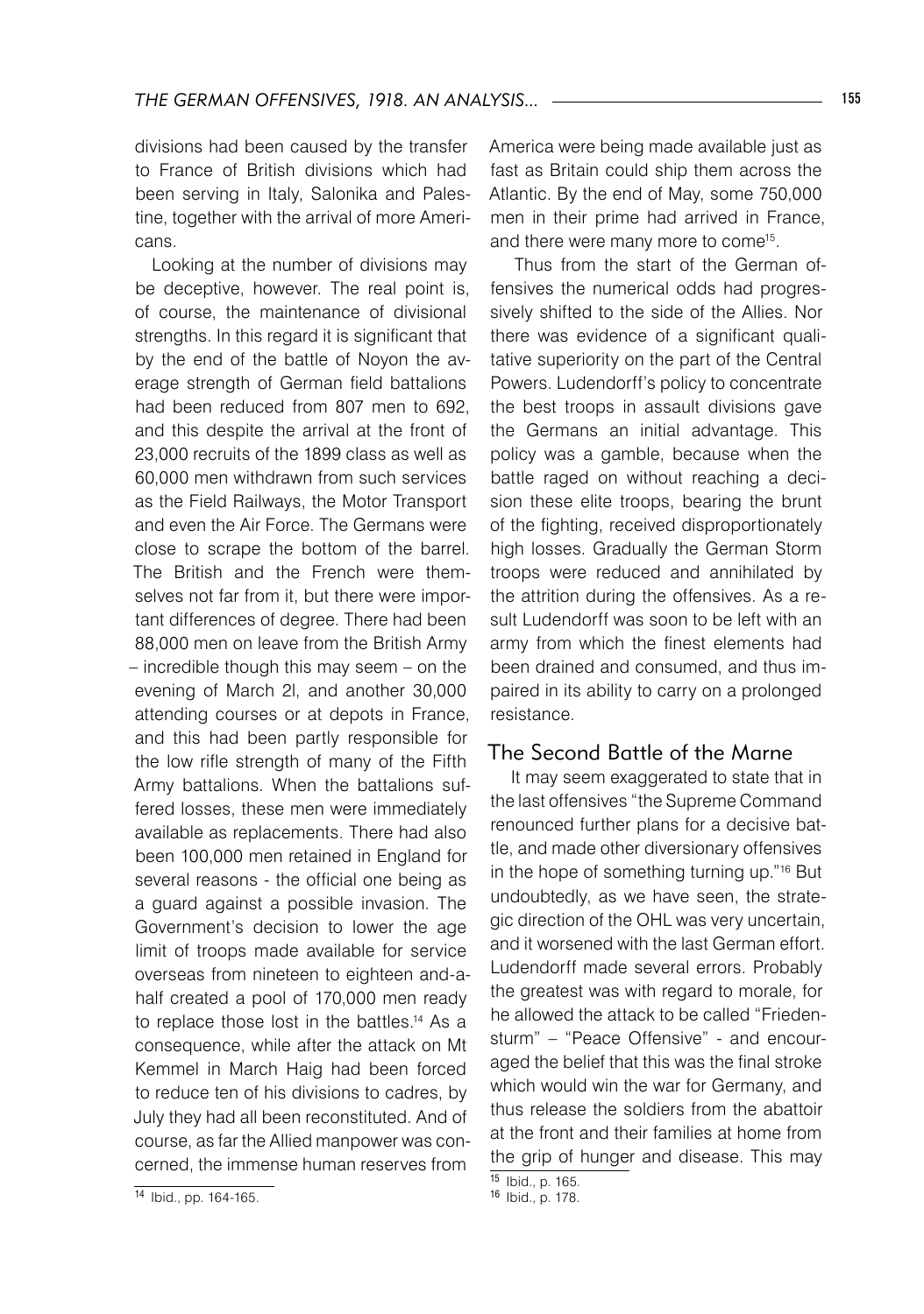divisions had been caused by the transfer to France of British divisions which had been serving in Italy, Salonika and Palestine, together with the arrival of more Americans.

Looking at the number of divisions may be deceptive, however. The real point is, of course, the maintenance of divisional strengths. In this regard it is significant that by the end of the battle of Noyon the average strength of German field battalions had been reduced from 807 men to 692, and this despite the arrival at the front of 23,000 recruits of the 1899 class as well as 60,000 men withdrawn from such services as the Field Railways, the Motor Transport and even the Air Force. The Germans were close to scrape the bottom of the barrel. The British and the French were themselves not far from it, but there were important differences of degree. There had been 88,000 men on leave from the British Army – incredible though this may seem – on the evening of March 2l, and another 30,000 attending courses or at depots in France, and this had been partly responsible for the low rifle strength of many of the Fifth Army battalions. When the battalions suffered losses, these men were immediately available as replacements. There had also been 100,000 men retained in England for several reasons - the official one being as a guard against a possible invasion. The Government's decision to lower the age limit of troops made available for service overseas from nineteen to eighteen and-a-half created a pool of 170,000 men ready to replace those lost in the battles.[14] As a consequence, while after the attack on Mt Kemmel in March Haig had been forced to reduce ten of his divisions to cadres, by July they had all been reconstituted. And of course, as far the Allied manpower was concerned, the immense human reserves from America were being made available just as fast as Britain could ship them across the Atlantic. By the end of May, some 750,000 men in their prime had arrived in France, and there were many more to come[15].

Thus from the start of the German offensives the numerical odds had progressively shifted to the side of the Allies. Nor there was evidence of a significant qualitative superiority on the part of the Central Powers. Ludendorff's policy to concentrate the best troops in assault divisions gave the Germans an initial advantage. This policy was a gamble, because when the battle raged on without reaching a decision these elite troops, bearing the brunt of the fighting, received disproportionately high losses. Gradually the German Storm troops were reduced and annihilated by the attrition during the offensives. As a result Ludendorff was soon to be left with an army from which the finest elements had been drained and consumed, and thus impaired in its ability to carry on a prolonged resistance.

## The Second Battle of the Marne

It may seem exaggerated to state that in the last offensives "the Supreme Command renounced further plans for a decisive battle, and made other diversionary offensives in the hope of something turning up."[16] But undoubtedly, as we have seen, the strategic direction of the OHL was very uncertain, and it worsened with the last German effort. Ludendorff made several errors. Probably the greatest was with regard to morale, for he allowed the attack to be called "Friedensturm" – "Peace Offensive" - and encouraged the belief that this was the final stroke which would win the war for Germany, and thus release the soldiers from the abattoir at the front and their families at home from the grip of hunger and disease. This may

[14] Ibid., pp. 164-165.

[15] Ibid., p. 165.

[16] Ibid., p. 178.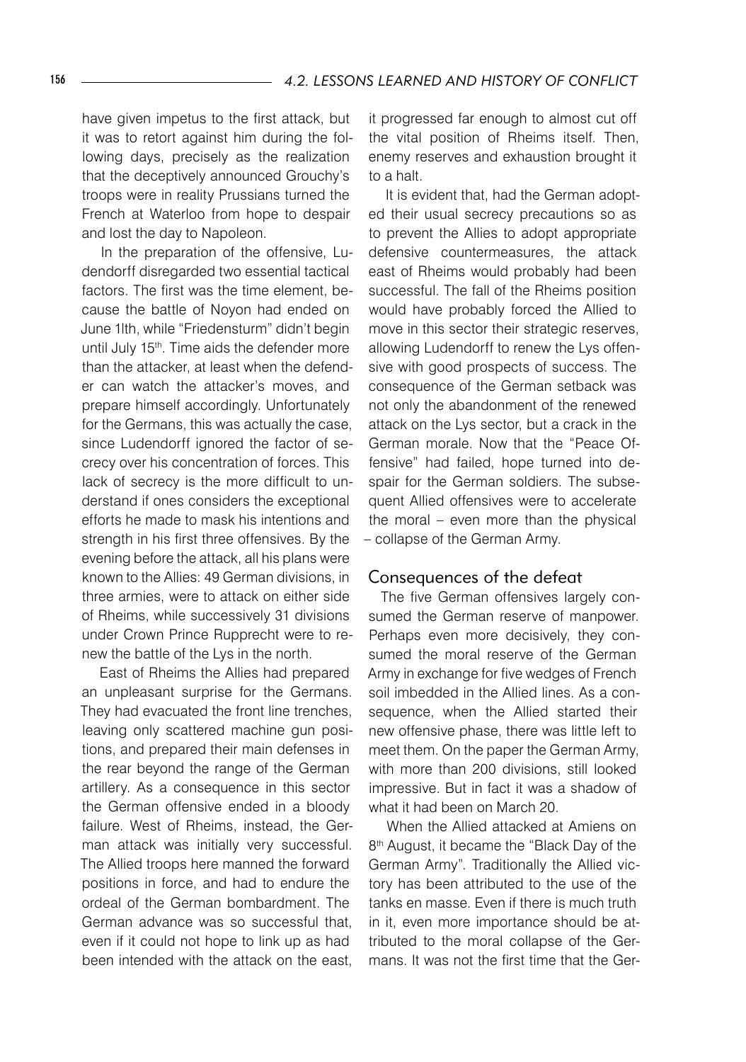have given impetus to the first attack, but it was to retort against him during the following days, precisely as the realization that the deceptively announced Grouchy's troops were in reality Prussians turned the French at Waterloo from hope to despair and lost the day to Napoleon.

In the preparation of the offensive, Ludendorff disregarded two essential tactical factors. The first was the time element, because the battle of Noyon had ended on June 1lth, while "Friedensturm" didn't begin until July 15th. Time aids the defender more than the attacker, at least when the defender can watch the attacker's moves, and prepare himself accordingly. Unfortunately for the Germans, this was actually the case, since Ludendorff ignored the factor of secrecy over his concentration of forces. This lack of secrecy is the more difficult to understand if ones considers the exceptional efforts he made to mask his intentions and strength in his first three offensives. By the evening before the attack, all his plans were known to the Allies: 49 German divisions, in three armies, were to attack on either side of Rheims, while successively 31 divisions under Crown Prince Rupprecht were to renew the battle of the Lys in the north.

East of Rheims the Allies had prepared an unpleasant surprise for the Germans. They had evacuated the front line trenches, leaving only scattered machine gun positions, and prepared their main defenses in the rear beyond the range of the German artillery. As a consequence in this sector the German offensive ended in a bloody failure. West of Rheims, instead, the German attack was initially very successful. The Allied troops here manned the forward positions in force, and had to endure the ordeal of the German bombardment. The German advance was so successful that, even if it could not hope to link up as had been intended with the attack on the east, it progressed far enough to almost cut off the vital position of Rheims itself. Then, enemy reserves and exhaustion brought it to a halt.

It is evident that, had the German adopted their usual secrecy precautions so as to prevent the Allies to adopt appropriate defensive countermeasures, the attack east of Rheims would probably had been successful. The fall of the Rheims position would have probably forced the Allied to move in this sector their strategic reserves, allowing Ludendorff to renew the Lys offensive with good prospects of success. The consequence of the German setback was not only the abandonment of the renewed attack on the Lys sector, but a crack in the German morale. Now that the "Peace Offensive" had failed, hope turned into despair for the German soldiers. The subsequent Allied offensives were to accelerate the moral – even more than the physical – collapse of the German Army.

## Consequences of the defeat

The five German offensives largely consumed the German reserve of manpower. Perhaps even more decisively, they consumed the moral reserve of the German Army in exchange for five wedges of French soil imbedded in the Allied lines. As a consequence, when the Allied started their new offensive phase, there was little left to meet them. On the paper the German Army, with more than 200 divisions, still looked impressive. But in fact it was a shadow of what it had been on March 20.

When the Allied attacked at Amiens on 8th August, it became the "Black Day of the German Army". Traditionally the Allied victory has been attributed to the use of the tanks en masse. Even if there is much truth in it, even more importance should be attributed to the moral collapse of the Germans. It was not the first time that the Ger-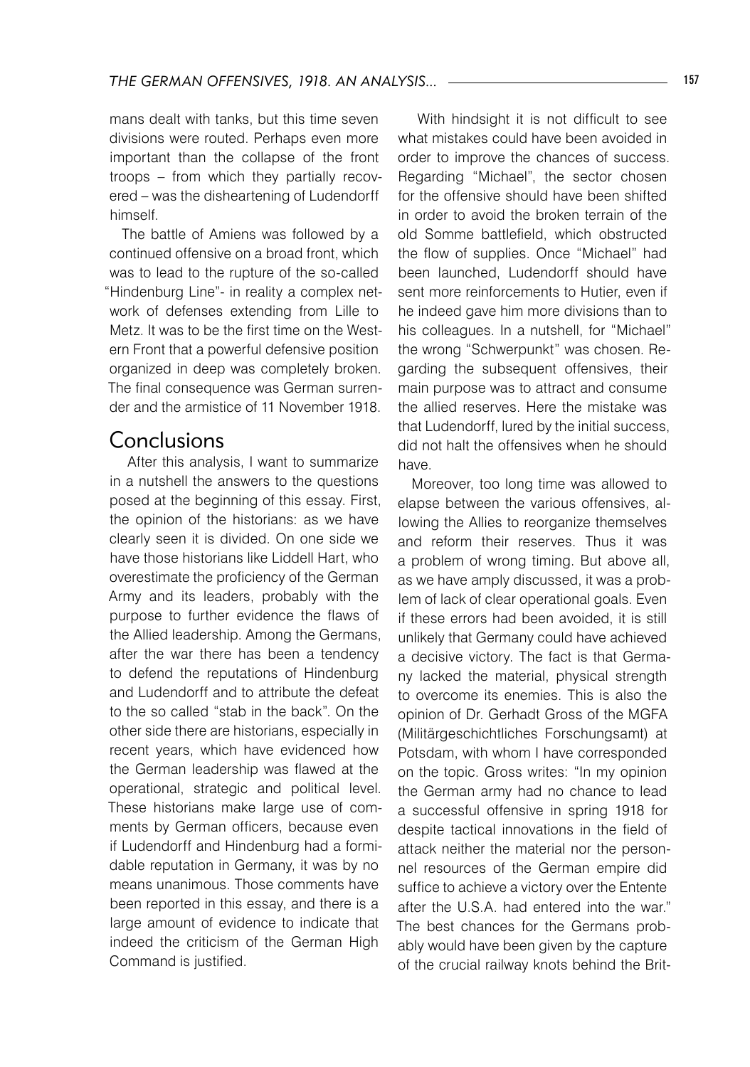mans dealt with tanks, but this time seven divisions were routed. Perhaps even more important than the collapse of the front troops – from which they partially recovered – was the disheartening of Ludendorff himself.

The battle of Amiens was followed by a continued offensive on a broad front, which was to lead to the rupture of the so-called "Hindenburg Line"- in reality a complex network of defenses extending from Lille to Metz. It was to be the first time on the Western Front that a powerful defensive position organized in deep was completely broken. The final consequence was German surrender and the armistice of 11 November 1918.

## Conclusions

After this analysis, I want to summarize in a nutshell the answers to the questions posed at the beginning of this essay. First, the opinion of the historians: as we have clearly seen it is divided. On one side we have those historians like Liddell Hart, who overestimate the proficiency of the German Army and its leaders, probably with the purpose to further evidence the flaws of the Allied leadership. Among the Germans, after the war there has been a tendency to defend the reputations of Hindenburg and Ludendorff and to attribute the defeat to the so called "stab in the back". On the other side there are historians, especially in recent years, which have evidenced how the German leadership was flawed at the operational, strategic and political level. These historians make large use of comments by German officers, because even if Ludendorff and Hindenburg had a formidable reputation in Germany, it was by no means unanimous. Those comments have been reported in this essay, and there is a large amount of evidence to indicate that indeed the criticism of the German High Command is justified.

With hindsight it is not difficult to see what mistakes could have been avoided in order to improve the chances of success. Regarding "Michael", the sector chosen for the offensive should have been shifted in order to avoid the broken terrain of the old Somme battlefield, which obstructed the flow of supplies. Once "Michael" had been launched, Ludendorff should have sent more reinforcements to Hutier, even if he indeed gave him more divisions than to his colleagues. In a nutshell, for "Michael" the wrong "Schwerpunkt" was chosen. Regarding the subsequent offensives, their main purpose was to attract and consume the allied reserves. Here the mistake was that Ludendorff, lured by the initial success, did not halt the offensives when he should have.

Moreover, too long time was allowed to elapse between the various offensives, allowing the Allies to reorganize themselves and reform their reserves. Thus it was a problem of wrong timing. But above all, as we have amply discussed, it was a problem of lack of clear operational goals. Even if these errors had been avoided, it is still unlikely that Germany could have achieved a decisive victory. The fact is that Germany lacked the material, physical strength to overcome its enemies. This is also the opinion of Dr. Gerhadt Gross of the MGFA (Militärgeschichtliches Forschungsamt) at Potsdam, with whom I have corresponded on the topic. Gross writes: "In my opinion the German army had no chance to lead a successful offensive in spring 1918 for despite tactical innovations in the field of attack neither the material nor the personnel resources of the German empire did suffice to achieve a victory over the Entente after the U.S.A. had entered into the war." The best chances for the Germans probably would have been given by the capture of the crucial railway knots behind the Brit-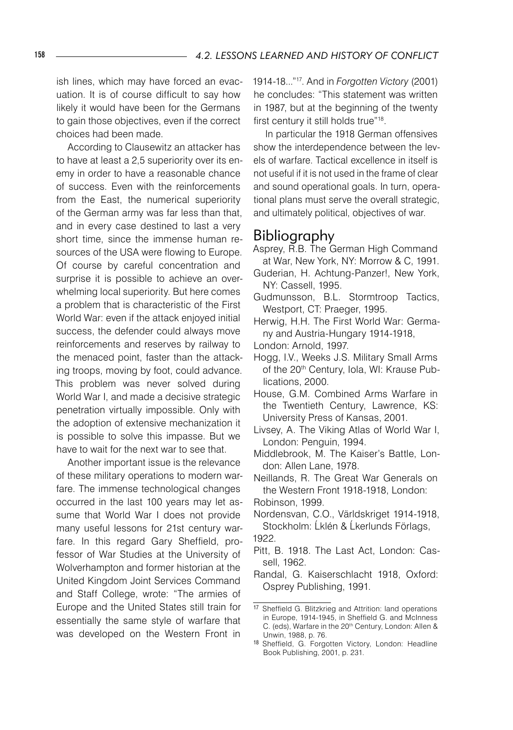ish lines, which may have forced an evacuation. It is of course difficult to say how likely it would have been for the Germans to gain those objectives, even if the correct choices had been made.

According to Clausewitz an attacker has to have at least a 2,5 superiority over its enemy in order to have a reasonable chance of success. Even with the reinforcements from the East, the numerical superiority of the German army was far less than that, and in every case destined to last a very short time, since the immense human resources of the USA were flowing to Europe. Of course by careful concentration and surprise it is possible to achieve an overwhelming local superiority. But here comes a problem that is characteristic of the First World War: even if the attack enjoyed initial success, the defender could always move reinforcements and reserves by railway to the menaced point, faster than the attacking troops, moving by foot, could advance. This problem was never solved during World War I, and made a decisive strategic penetration virtually impossible. Only with the adoption of extensive mechanization it is possible to solve this impasse. But we have to wait for the next war to see that.

Another important issue is the relevance of these military operations to modern warfare. The immense technological changes occurred in the last 100 years may let assume that World War I does not provide many useful lessons for 21st century warfare. In this regard Gary Sheffield, professor of War Studies at the University of Wolverhampton and former historian at the United Kingdom Joint Services Command and Staff College, wrote: "The armies of Europe and the United States still train for essentially the same style of warfare that was developed on the Western Front in 1914-18..."[17]. And in *Forgotten Victory* (2001) he concludes: "This statement was written in 1987, but at the beginning of the twenty first century it still holds true"[18].

In particular the 1918 German offensives show the interdependence between the levels of warfare. Tactical excellence in itself is not useful if it is not used in the frame of clear and sound operational goals. In turn, operational plans must serve the overall strategic, and ultimately political, objectives of war.

## Bibliography

Asprey, R.B. The German High Command at War, New York, NY: Morrow & C, 1991.

Guderian, H. Achtung-Panzer!, New York, NY: Cassell, 1995.

Gudmunsson, B.L. Stormtroop Tactics, Westport, CT: Praeger, 1995.

Herwig, H.H. The First World War: Germany and Austria-Hungary 1914-1918, London: Arnold, 1997.

Hogg, I.V., Weeks J.S. Military Small Arms of the 20th Century, Iola, WI: Krause Publications, 2000.

House, G.M. Combined Arms Warfare in the Twentieth Century, Lawrence, KS: University Press of Kansas, 2001.

Livsey, A. The Viking Atlas of World War I, London: Penguin, 1994.

Middlebrook, M. The Kaiser's Battle, London: Allen Lane, 1978.

Neillands, R. The Great War Generals on the Western Front 1918-1918, London: Robinson, 1999.

Nordensvan, C.O., Världskriget 1914-1918, Stockholm: Ĺklén & Ĺkerlunds Förlags, 1922.

Pitt, B. 1918. The Last Act, London: Cassell, 1962.

Randal, G. Kaiserschlacht 1918, Oxford: Osprey Publishing, 1991.

---

[17] Sheffield G. Blitzkrieg and Attrition: land operations in Europe, 1914-1945, in Sheffield G. and McInness C. (eds), Warfare in the 20th Century, London: Allen & Unwin, 1988, p. 76.

[18] Sheffield, G. Forgotten Victory, London: Headline Book Publishing, 2001, p. 231.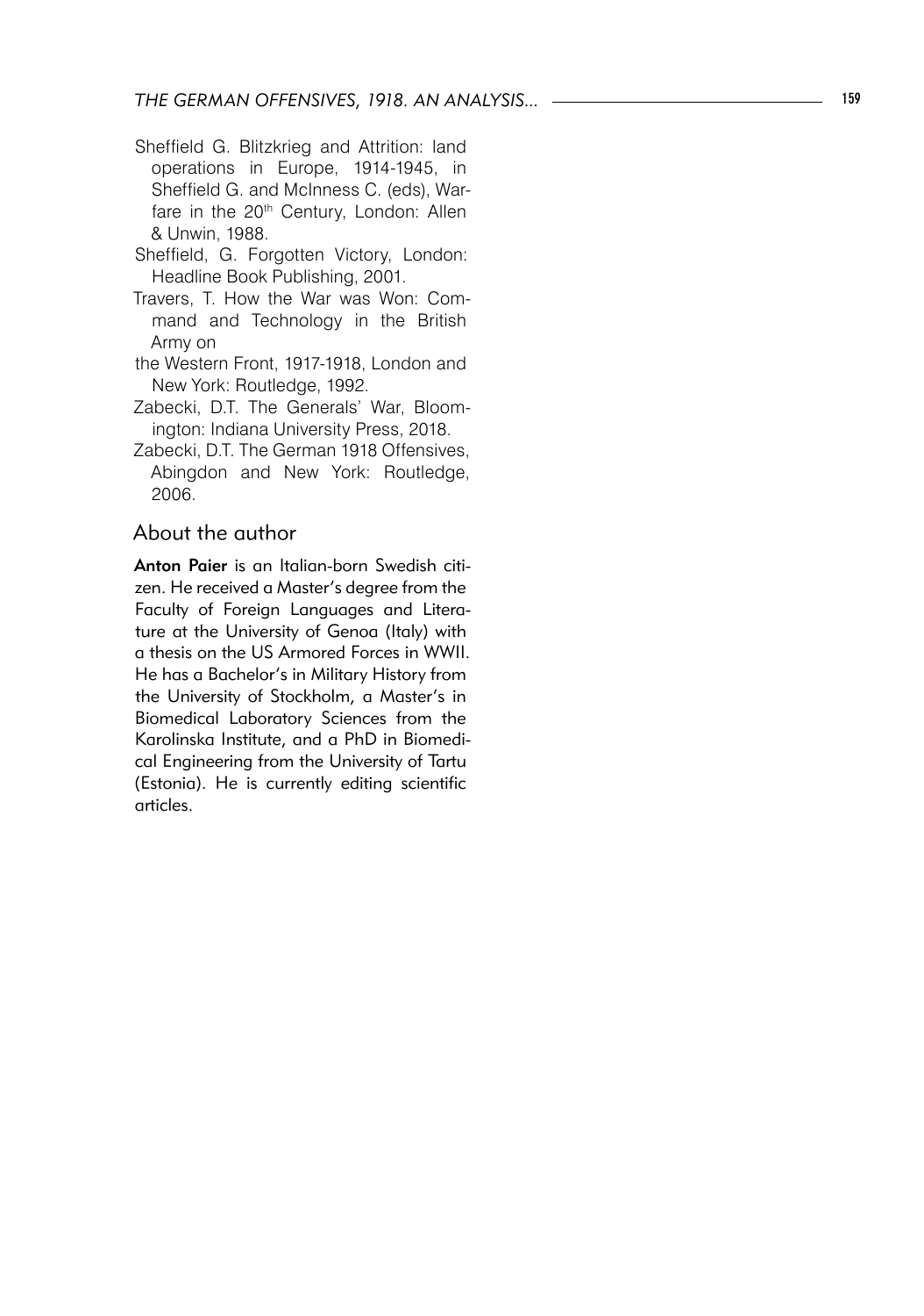Sheffield G. Blitzkrieg and Attrition: land operations in Europe, 1914-1945, in Sheffield G. and McInness C. (eds), Warfare in the 20th Century, London: Allen & Unwin, 1988.

Sheffield, G. Forgotten Victory, London: Headline Book Publishing, 2001.

Travers, T. How the War was Won: Command and Technology in the British Army on

the Western Front, 1917-1918, London and New York: Routledge, 1992.

Zabecki, D.T. The Generals' War, Bloomington: Indiana University Press, 2018.

Zabecki, D.T. The German 1918 Offensives, Abingdon and New York: Routledge, 2006.

## About the author

**Anton Paier** is an Italian-born Swedish citizen. He received a Master's degree from the Faculty of Foreign Languages and Literature at the University of Genoa (Italy) with a thesis on the US Armored Forces in WWII. He has a Bachelor's in Military History from the University of Stockholm, a Master's in Biomedical Laboratory Sciences from the Karolinska Institute, and a PhD in Biomedical Engineering from the University of Tartu (Estonia). He is currently editing scientific articles.